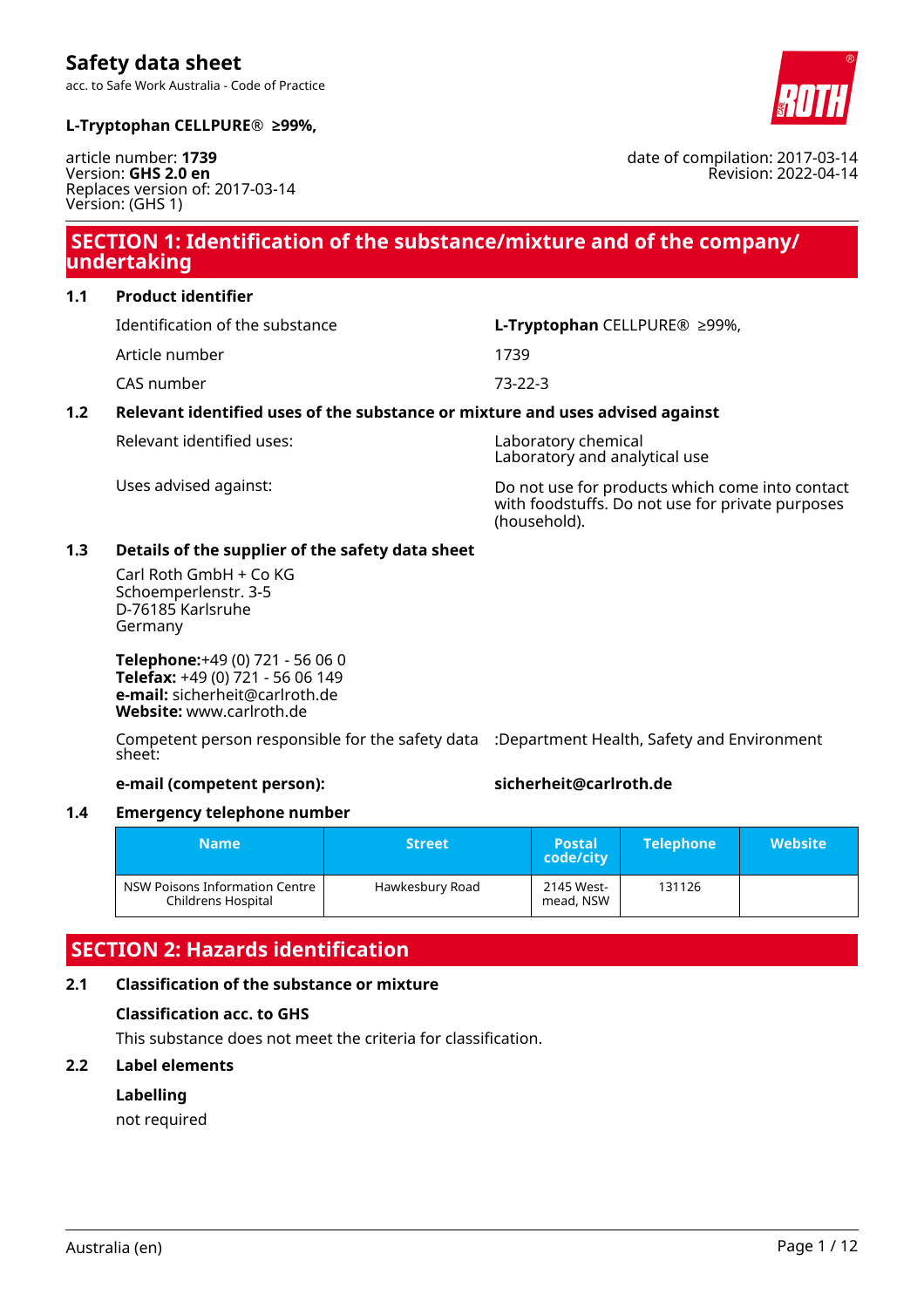# Safety data sheet

acc. to Safe Work Australia - Code of Practice

**L-Tryptophan CELLPURE® ≥99%,**

article number: **1739**
Version: **GHS 2.0 en**
Replaces version of: 2017-03-14
Version: (GHS 1)

date of compilation: 2017-03-14
Revision: 2022-04-14

## SECTION 1: Identification of the substance/mixture and of the company/undertaking

### 1.1 Product identifier

| | |
|---|---|
| Identification of the substance | **L-Tryptophan** CELLPURE® ≥99%, |
| Article number | 1739 |
| CAS number | 73-22-3 |

### 1.2 Relevant identified uses of the substance or mixture and uses advised against

| | |
|---|---|
| Relevant identified uses: | Laboratory chemical<br>Laboratory and analytical use |
| Uses advised against: | Do not use for products which come into contact with foodstuffs. Do not use for private purposes (household). |

### 1.3 Details of the supplier of the safety data sheet

Carl Roth GmbH + Co KG
Schoemperlenstr. 3-5
D-76185 Karlsruhe
Germany

**Telephone:**+49 (0) 721 - 56 06 0
**Telefax:** +49 (0) 721 - 56 06 149
**e-mail:** sicherheit@carlroth.de
**Website:** www.carlroth.de

Competent person responsible for the safety data sheet: :Department Health, Safety and Environment

**e-mail (competent person):** **sicherheit@carlroth.de**

### 1.4 Emergency telephone number

| Name | Street | Postal code/city | Telephone | Website |
|---|---|---|---|---|
| NSW Poisons Information Centre Childrens Hospital | Hawkesbury Road | 2145 Westmead, NSW | 131126 | |

## SECTION 2: Hazards identification

### 2.1 Classification of the substance or mixture

**Classification acc. to GHS**

This substance does not meet the criteria for classification.

### 2.2 Label elements

**Labelling**

not required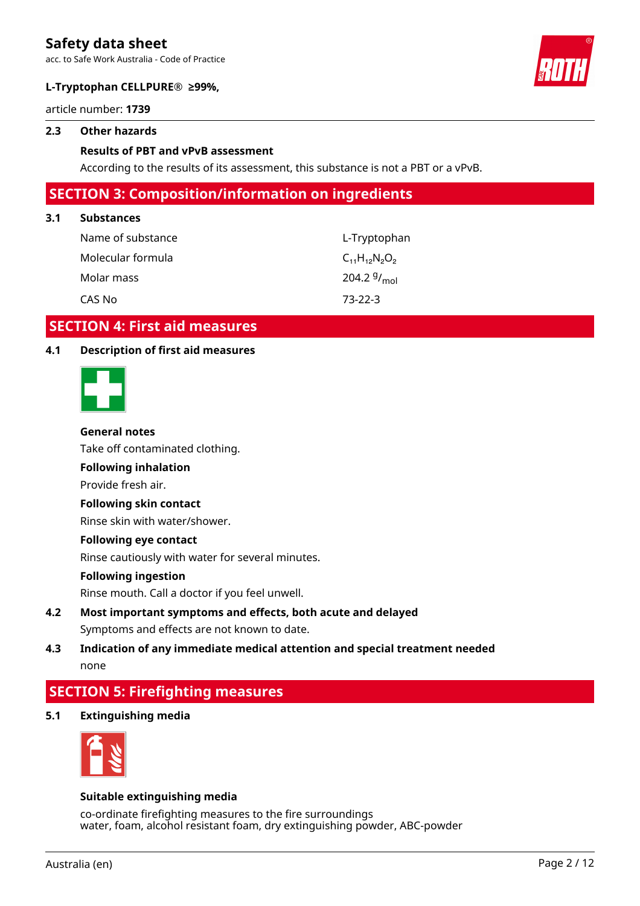### 2.3 Other hazards

**Results of PBT and vPvB assessment**

According to the results of its assessment, this substance is not a PBT or a vPvB.

## SECTION 3: Composition/information on ingredients

### 3.1 Substances

| | |
|---|---|
| Name of substance | L-Tryptophan |
| Molecular formula | $C_{11}H_{12}N_2O_2$ |
| Molar mass | 204.2 $^g/_{mol}$ |
| CAS No | 73-22-3 |

## SECTION 4: First aid measures

### 4.1 Description of first aid measures

**General notes**

Take off contaminated clothing.

**Following inhalation**

Provide fresh air.

**Following skin contact**

Rinse skin with water/shower.

**Following eye contact**

Rinse cautiously with water for several minutes.

**Following ingestion**

Rinse mouth. Call a doctor if you feel unwell.

### 4.2 Most important symptoms and effects, both acute and delayed

Symptoms and effects are not known to date.

### 4.3 Indication of any immediate medical attention and special treatment needed

none

## SECTION 5: Firefighting measures

### 5.1 Extinguishing media

**Suitable extinguishing media**

co-ordinate firefighting measures to the fire surroundings
water, foam, alcohol resistant foam, dry extinguishing powder, ABC-powder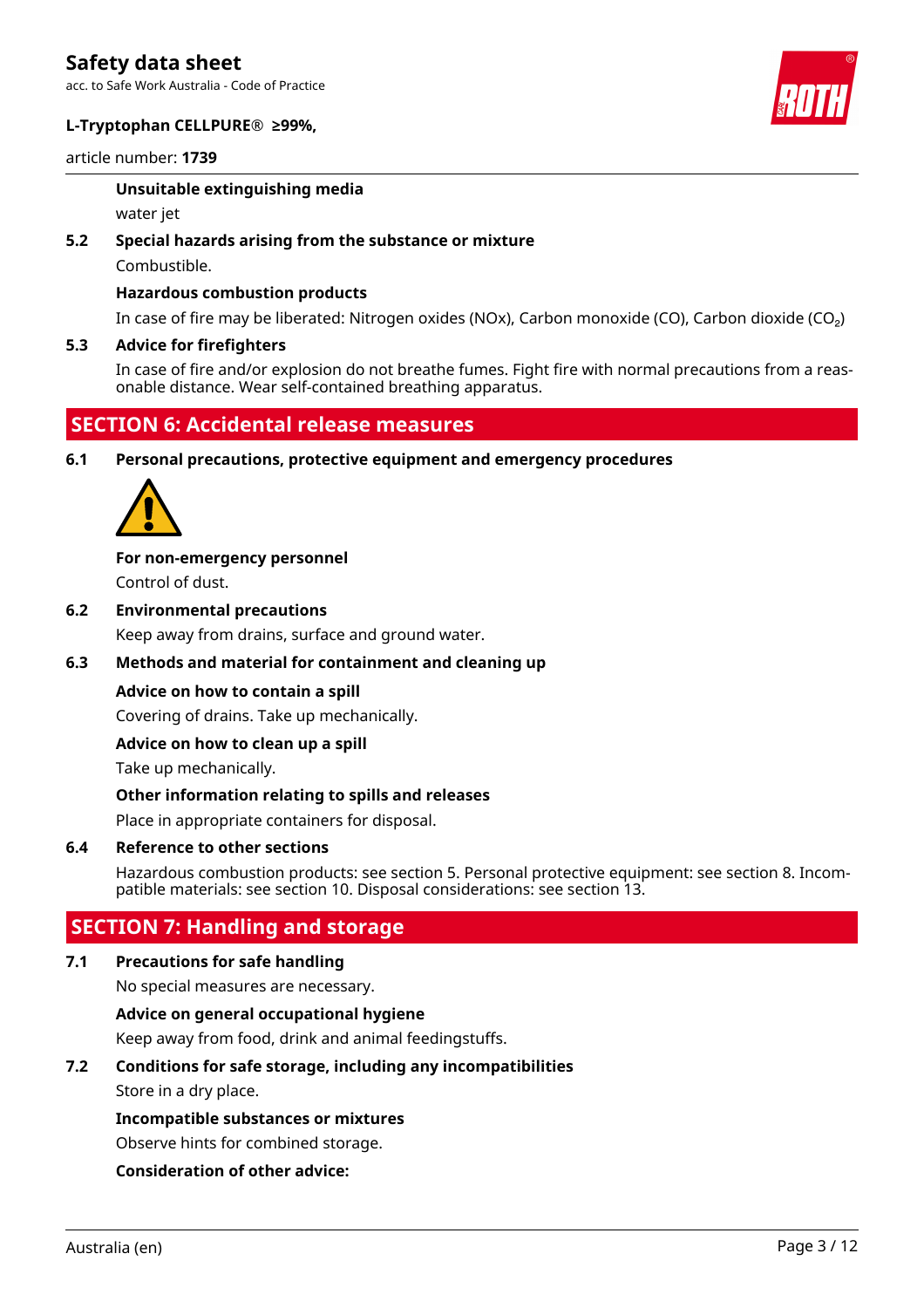**Unsuitable extinguishing media**

water jet

**5.2 Special hazards arising from the substance or mixture**

Combustible.

**Hazardous combustion products**

In case of fire may be liberated: Nitrogen oxides (NOx), Carbon monoxide (CO), Carbon dioxide ($CO_2$)

**5.3 Advice for firefighters**

In case of fire and/or explosion do not breathe fumes. Fight fire with normal precautions from a reasonable distance. Wear self-contained breathing apparatus.

## SECTION 6: Accidental release measures

**6.1 Personal precautions, protective equipment and emergency procedures**

**For non-emergency personnel**

Control of dust.

**6.2 Environmental precautions**

Keep away from drains, surface and ground water.

**6.3 Methods and material for containment and cleaning up**

**Advice on how to contain a spill**

Covering of drains. Take up mechanically.

**Advice on how to clean up a spill**

Take up mechanically.

**Other information relating to spills and releases**

Place in appropriate containers for disposal.

**6.4 Reference to other sections**

Hazardous combustion products: see section 5. Personal protective equipment: see section 8. Incompatible materials: see section 10. Disposal considerations: see section 13.

## SECTION 7: Handling and storage

**7.1 Precautions for safe handling**

No special measures are necessary.

**Advice on general occupational hygiene**

Keep away from food, drink and animal feedingstuffs.

**7.2 Conditions for safe storage, including any incompatibilities**

Store in a dry place.

**Incompatible substances or mixtures**

Observe hints for combined storage.

**Consideration of other advice:**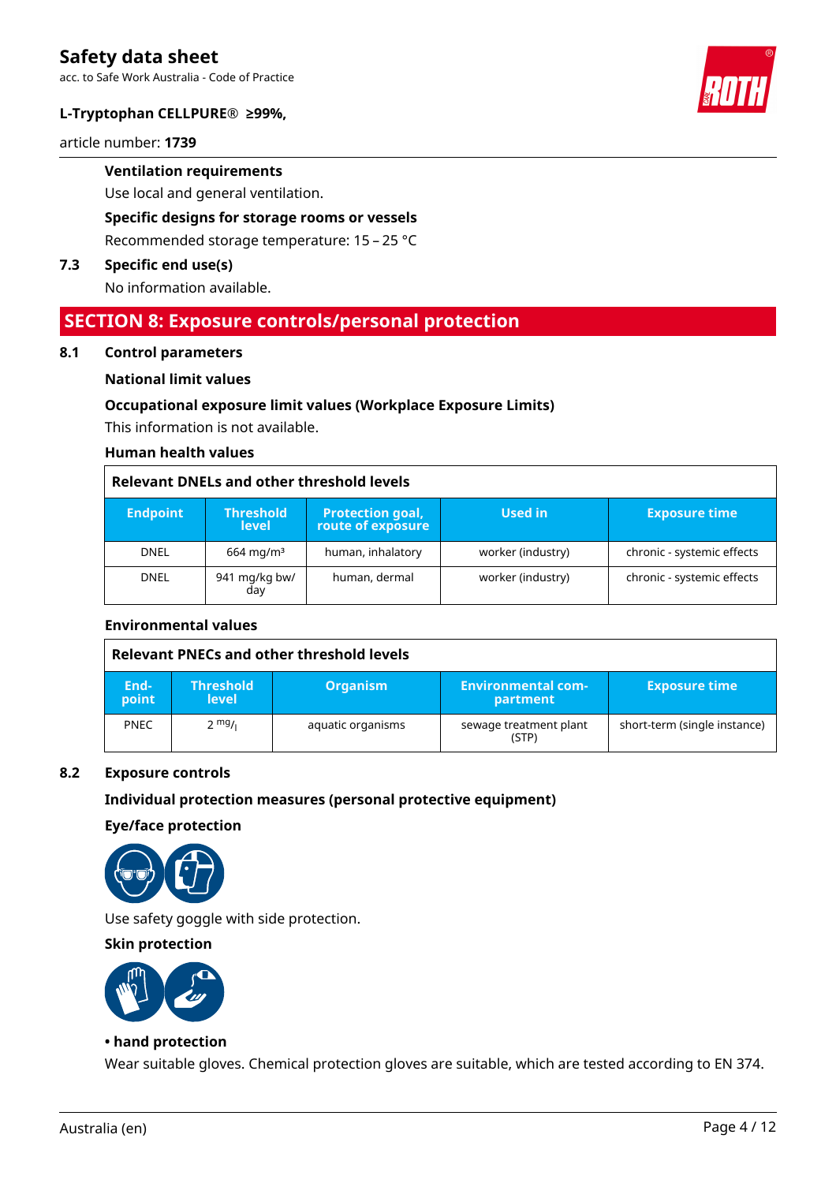**Ventilation requirements**

Use local and general ventilation.

**Specific designs for storage rooms or vessels**

Recommended storage temperature: 15 – 25 °C

**7.3 Specific end use(s)**

No information available.

## SECTION 8: Exposure controls/personal protection

### 8.1 Control parameters

**National limit values**

**Occupational exposure limit values (Workplace Exposure Limits)**

This information is not available.

**Human health values**

**Relevant DNELs and other threshold levels**

| Endpoint | Threshold level | Protection goal, route of exposure | Used in | Exposure time |
|---|---|---|---|---|
| DNEL | 664 mg/m³ | human, inhalatory | worker (industry) | chronic - systemic effects |
| DNEL | 941 mg/kg bw/day | human, dermal | worker (industry) | chronic - systemic effects |

**Environmental values**

**Relevant PNECs and other threshold levels**

| End-point | Threshold level | Organism | Environmental compartment | Exposure time |
|---|---|---|---|---|
| PNEC | 2 mg/l | aquatic organisms | sewage treatment plant (STP) | short-term (single instance) |

### 8.2 Exposure controls

**Individual protection measures (personal protective equipment)**

**Eye/face protection**

Use safety goggle with side protection.

**Skin protection**

**• hand protection**

Wear suitable gloves. Chemical protection gloves are suitable, which are tested according to EN 374.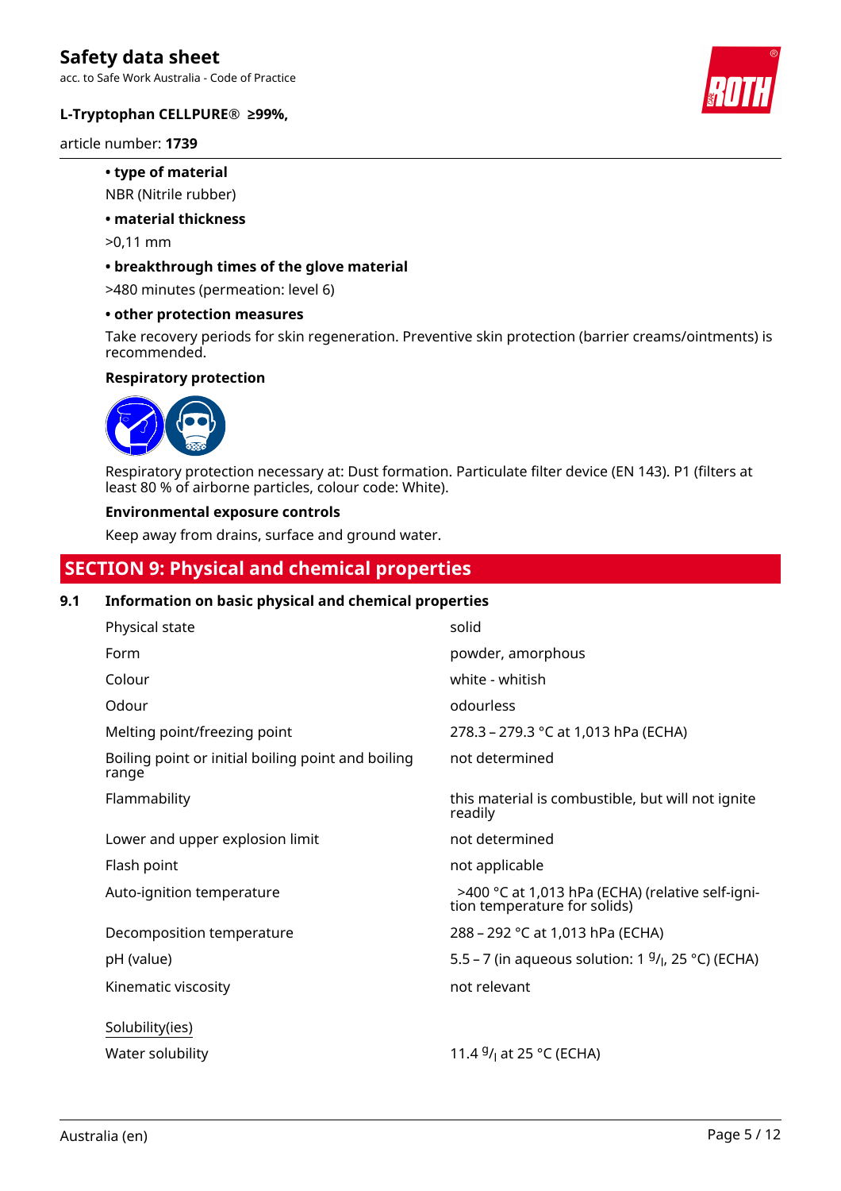- **type of material**

NBR (Nitrile rubber)

- **material thickness**

>0,11 mm

- **breakthrough times of the glove material**

>480 minutes (permeation: level 6)

- **other protection measures**

Take recovery periods for skin regeneration. Preventive skin protection (barrier creams/ointments) is recommended.

**Respiratory protection**

Respiratory protection necessary at: Dust formation. Particulate filter device (EN 143). P1 (filters at least 80 % of airborne particles, colour code: White).

**Environmental exposure controls**

Keep away from drains, surface and ground water.

## SECTION 9: Physical and chemical properties

### 9.1 Information on basic physical and chemical properties

| Property | Value |
|---|---|
| Physical state | solid |
| Form | powder, amorphous |
| Colour | white - whitish |
| Odour | odourless |
| Melting point/freezing point | 278.3 – 279.3 °C at 1,013 hPa (ECHA) |
| Boiling point or initial boiling point and boiling range | not determined |
| Flammability | this material is combustible, but will not ignite readily |
| Lower and upper explosion limit | not determined |
| Flash point | not applicable |
| Auto-ignition temperature | >400 °C at 1,013 hPa (ECHA) (relative self-ignition temperature for solids) |
| Decomposition temperature | 288 – 292 °C at 1,013 hPa (ECHA) |
| pH (value) | 5.5 – 7 (in aqueous solution: 1 $^{g}/_{l}$, 25 °C) (ECHA) |
| Kinematic viscosity | not relevant |

Solubility(ies)

| Property | Value |
|---|---|
| Water solubility | 11.4 $^{g}/_{l}$ at 25 °C (ECHA) |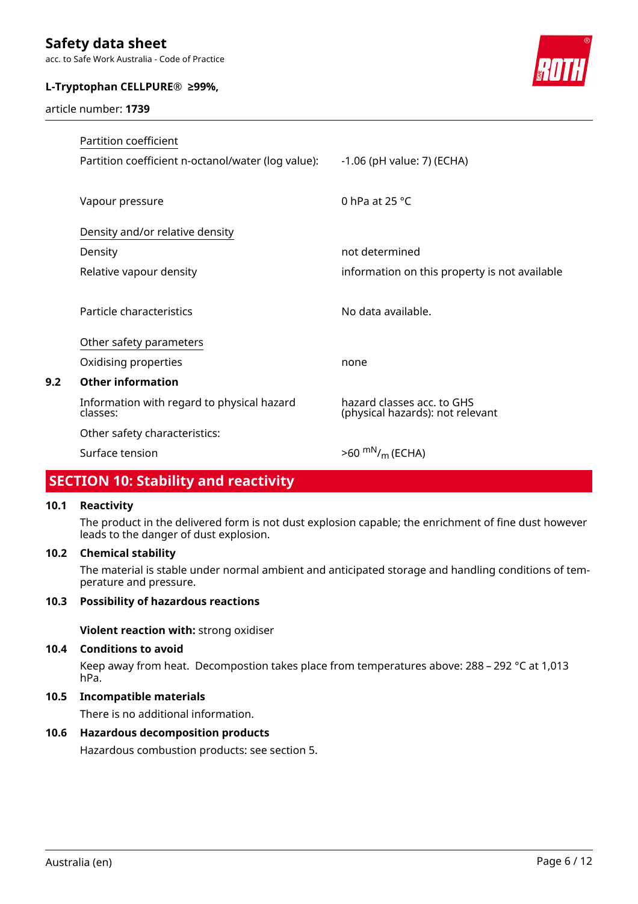Partition coefficient

| | |
|---|---|
| Partition coefficient n-octanol/water (log value): | -1.06 (pH value: 7) (ECHA) |
| Vapour pressure | 0 hPa at 25 °C |

Density and/or relative density

| | |
|---|---|
| Density | not determined |
| Relative vapour density | information on this property is not available |
| Particle characteristics | No data available. |

Other safety parameters

| | |
|---|---|
| Oxidising properties | none |

### 9.2 Other information

| | |
|---|---|
| Information with regard to physical hazard classes: | hazard classes acc. to GHS (physical hazards): not relevant |
| Other safety characteristics: | |
| Surface tension | >60 $^{mN}/_{m}$ (ECHA) |

## SECTION 10: Stability and reactivity

### 10.1 Reactivity

The product in the delivered form is not dust explosion capable; the enrichment of fine dust however leads to the danger of dust explosion.

### 10.2 Chemical stability

The material is stable under normal ambient and anticipated storage and handling conditions of temperature and pressure.

### 10.3 Possibility of hazardous reactions

**Violent reaction with:** strong oxidiser

### 10.4 Conditions to avoid

Keep away from heat. Decompostion takes place from temperatures above: 288 – 292 °C at 1,013 hPa.

### 10.5 Incompatible materials

There is no additional information.

### 10.6 Hazardous decomposition products

Hazardous combustion products: see section 5.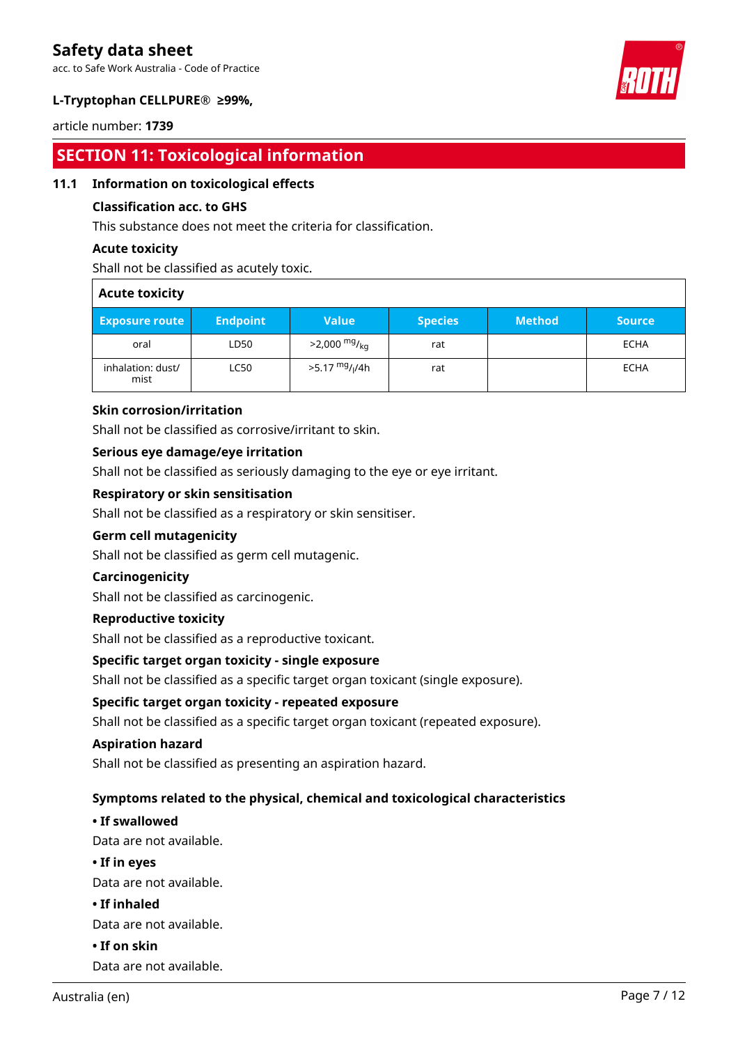## SECTION 11: Toxicological information

### 11.1 Information on toxicological effects

**Classification acc. to GHS**

This substance does not meet the criteria for classification.

**Acute toxicity**

Shall not be classified as acutely toxic.

| Acute toxicity | | | | | |
|---|---|---|---|---|---|
| **Exposure route** | **Endpoint** | **Value** | **Species** | **Method** | **Source** |
| oral | LD50 | >2,000 $^{mg}/_{kg}$ | rat | | ECHA |
| inhalation: dust/ mist | LC50 | >5.17 $^{mg}/_{l}$/4h | rat | | ECHA |

**Skin corrosion/irritation**

Shall not be classified as corrosive/irritant to skin.

**Serious eye damage/eye irritation**

Shall not be classified as seriously damaging to the eye or eye irritant.

**Respiratory or skin sensitisation**

Shall not be classified as a respiratory or skin sensitiser.

**Germ cell mutagenicity**

Shall not be classified as germ cell mutagenic.

**Carcinogenicity**

Shall not be classified as carcinogenic.

**Reproductive toxicity**

Shall not be classified as a reproductive toxicant.

**Specific target organ toxicity - single exposure**

Shall not be classified as a specific target organ toxicant (single exposure).

**Specific target organ toxicity - repeated exposure**

Shall not be classified as a specific target organ toxicant (repeated exposure).

**Aspiration hazard**

Shall not be classified as presenting an aspiration hazard.

**Symptoms related to the physical, chemical and toxicological characteristics**

**• If swallowed**

Data are not available.

**• If in eyes**

Data are not available.

**• If inhaled**

Data are not available.

**• If on skin**

Data are not available.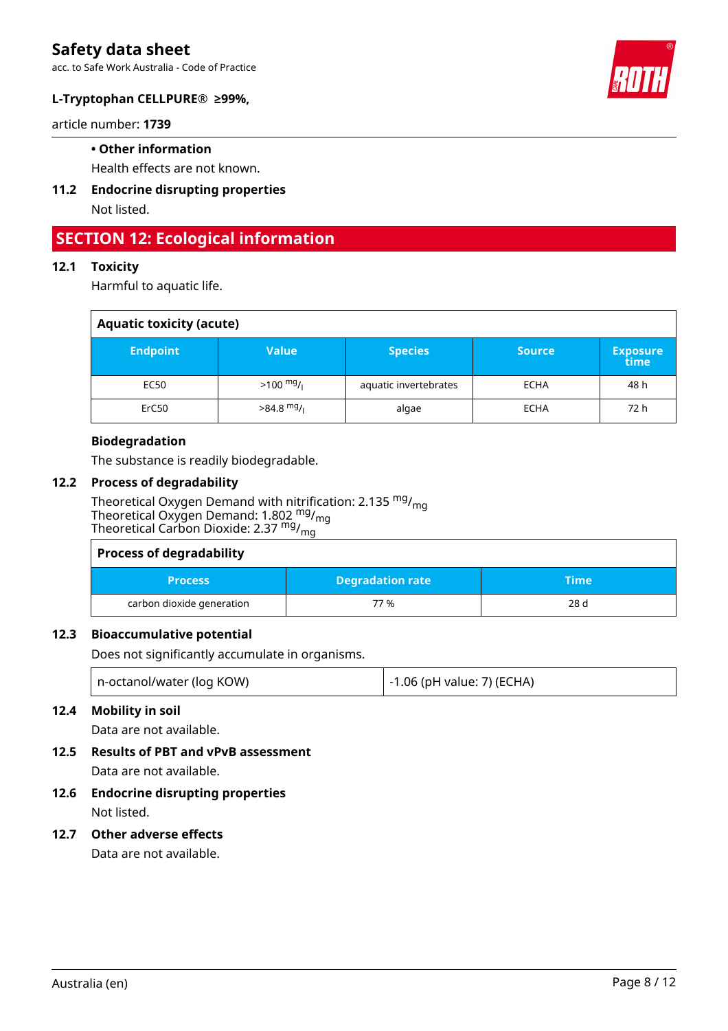**• Other information**

Health effects are not known.

### 11.2 Endocrine disrupting properties

Not listed.

## SECTION 12: Ecological information

### 12.1 Toxicity

Harmful to aquatic life.

| Aquatic toxicity (acute) | | | | |
|---|---|---|---|---|
| **Endpoint** | **Value** | **Species** | **Source** | **Exposure time** |
| EC50 | >100 $^{mg}/_{l}$ | aquatic invertebrates | ECHA | 48 h |
| ErC50 | >84.8 $^{mg}/_{l}$ | algae | ECHA | 72 h |

**Biodegradation**

The substance is readily biodegradable.

### 12.2 Process of degradability

Theoretical Oxygen Demand with nitrification: 2.135 $^{mg}/_{mg}$
Theoretical Oxygen Demand: 1.802 $^{mg}/_{mg}$
Theoretical Carbon Dioxide: 2.37 $^{mg}/_{mg}$

| Process of degradability | | |
|---|---|---|
| **Process** | **Degradation rate** | **Time** |
| carbon dioxide generation | 77 % | 28 d |

### 12.3 Bioaccumulative potential

Does not significantly accumulate in organisms.

| | |
|---|---|
| n-octanol/water (log KOW) | -1.06 (pH value: 7) (ECHA) |

### 12.4 Mobility in soil

Data are not available.

### 12.5 Results of PBT and vPvB assessment

Data are not available.

### 12.6 Endocrine disrupting properties

Not listed.

### 12.7 Other adverse effects

Data are not available.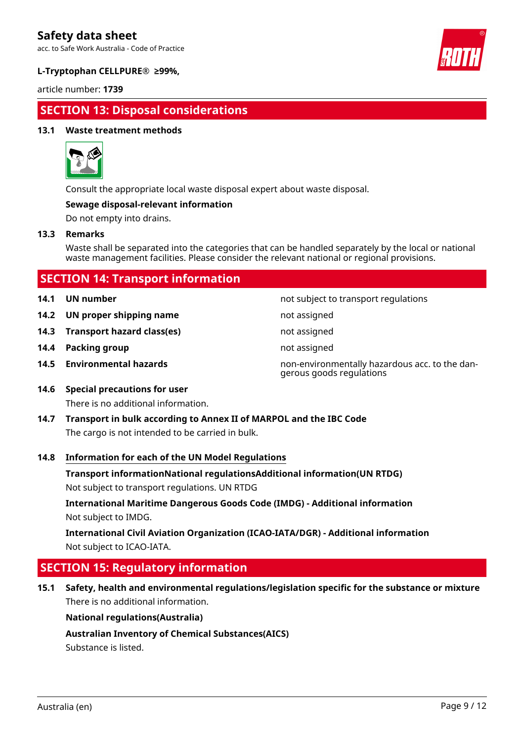## SECTION 13: Disposal considerations

### 13.1 Waste treatment methods

Consult the appropriate local waste disposal expert about waste disposal.

**Sewage disposal-relevant information**

Do not empty into drains.

### 13.3 Remarks

Waste shall be separated into the categories that can be handled separately by the local or national waste management facilities. Please consider the relevant national or regional provisions.

## SECTION 14: Transport information

| | | |
|---|---|---|
| **14.1** | **UN number** | not subject to transport regulations |
| **14.2** | **UN proper shipping name** | not assigned |
| **14.3** | **Transport hazard class(es)** | not assigned |
| **14.4** | **Packing group** | not assigned |
| **14.5** | **Environmental hazards** | non-environmentally hazardous acc. to the dangerous goods regulations |

### 14.6 Special precautions for user

There is no additional information.

### 14.7 Transport in bulk according to Annex II of MARPOL and the IBC Code

The cargo is not intended to be carried in bulk.

### 14.8 Information for each of the UN Model Regulations

**Transport informationNational regulationsAdditional information(UN RTDG)**

Not subject to transport regulations. UN RTDG

**International Maritime Dangerous Goods Code (IMDG) - Additional information**

Not subject to IMDG.

**International Civil Aviation Organization (ICAO-IATA/DGR) - Additional information**

Not subject to ICAO-IATA.

## SECTION 15: Regulatory information

### 15.1 Safety, health and environmental regulations/legislation specific for the substance or mixture

There is no additional information.

**National regulations(Australia)**

**Australian Inventory of Chemical Substances(AICS)**

Substance is listed.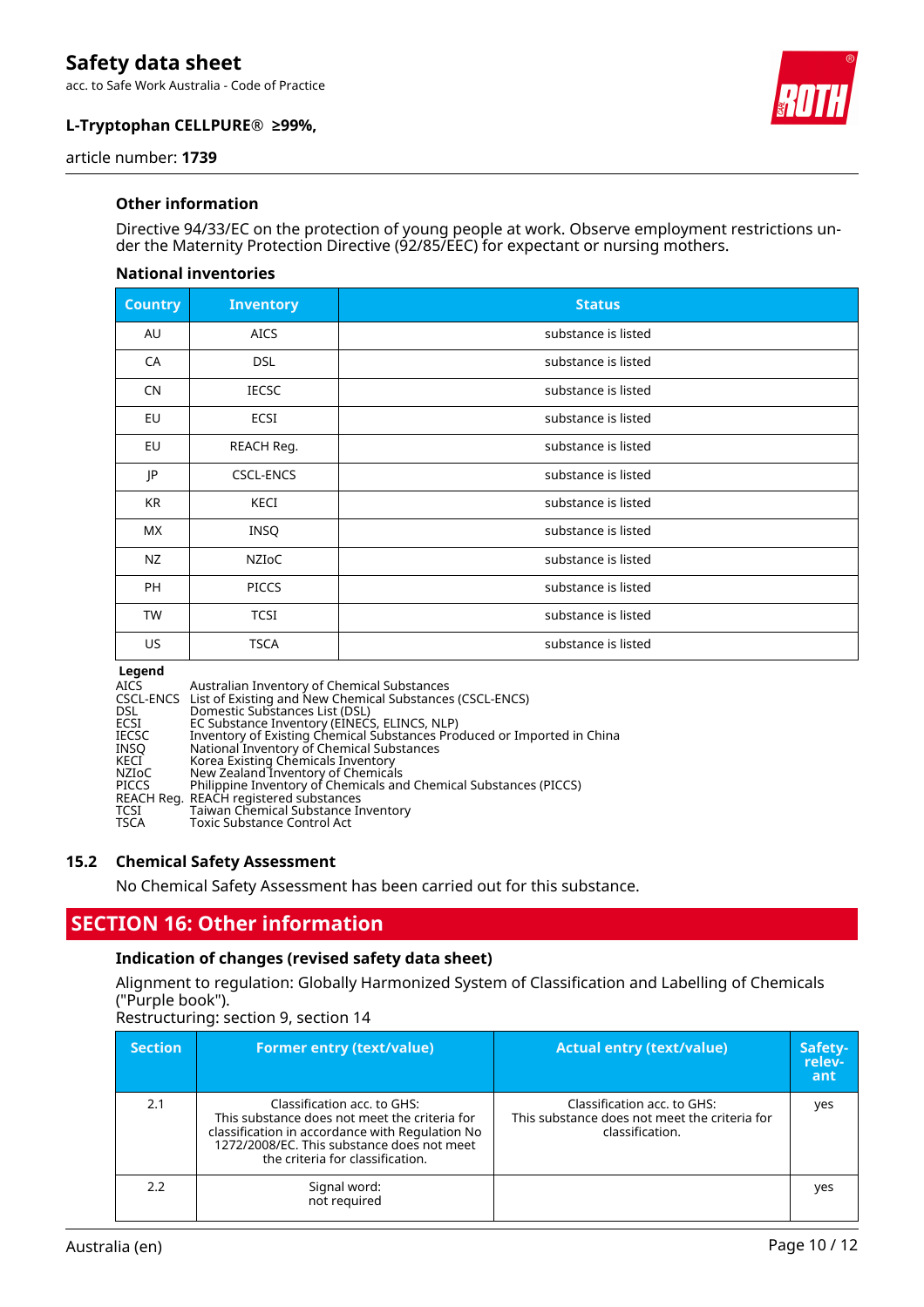### Other information

Directive 94/33/EC on the protection of young people at work. Observe employment restrictions under the Maternity Protection Directive (92/85/EEC) for expectant or nursing mothers.

#### National inventories

| Country | Inventory | Status |
|---|---|---|
| AU | AICS | substance is listed |
| CA | DSL | substance is listed |
| CN | IECSC | substance is listed |
| EU | ECSI | substance is listed |
| EU | REACH Reg. | substance is listed |
| JP | CSCL-ENCS | substance is listed |
| KR | KECI | substance is listed |
| MX | INSQ | substance is listed |
| NZ | NZIoC | substance is listed |
| PH | PICCS | substance is listed |
| TW | TCSI | substance is listed |
| US | TSCA | substance is listed |

**Legend**

| | |
|---|---|
| AICS | Australian Inventory of Chemical Substances |
| CSCL-ENCS | List of Existing and New Chemical Substances (CSCL-ENCS) |
| DSL | Domestic Substances List (DSL) |
| ECSI | EC Substance Inventory (EINECS, ELINCS, NLP) |
| IECSC | Inventory of Existing Chemical Substances Produced or Imported in China |
| INSQ | National Inventory of Chemical Substances |
| KECI | Korea Existing Chemicals Inventory |
| NZIoC | New Zealand Inventory of Chemicals |
| PICCS | Philippine Inventory of Chemicals and Chemical Substances (PICCS) |
| REACH Reg. | REACH registered substances |
| TCSI | Taiwan Chemical Substance Inventory |
| TSCA | Toxic Substance Control Act |

### 15.2 Chemical Safety Assessment

No Chemical Safety Assessment has been carried out for this substance.

## SECTION 16: Other information

### Indication of changes (revised safety data sheet)

Alignment to regulation: Globally Harmonized System of Classification and Labelling of Chemicals ("Purple book").

Restructuring: section 9, section 14

| Section | Former entry (text/value) | Actual entry (text/value) | Safety-relevant |
|---|---|---|---|
| 2.1 | Classification acc. to GHS: This substance does not meet the criteria for classification in accordance with Regulation No 1272/2008/EC. This substance does not meet the criteria for classification. | Classification acc. to GHS: This substance does not meet the criteria for classification. | yes |
| 2.2 | Signal word: not required | | yes |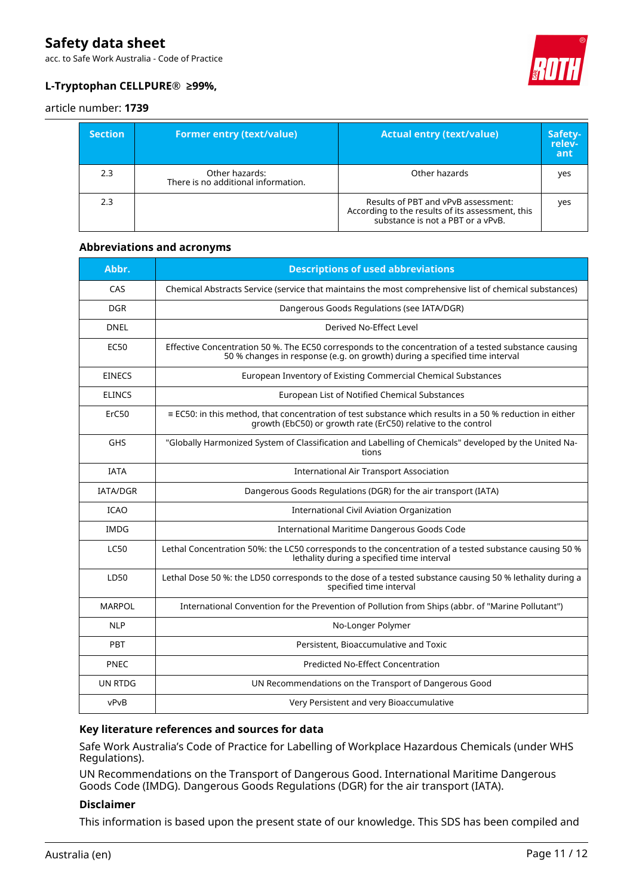| Section | Former entry (text/value) | Actual entry (text/value) | Safety-relev-ant |
|---|---|---|---|
| 2.3 | Other hazards:<br>There is no additional information. | Other hazards | yes |
| 2.3 | | Results of PBT and vPvB assessment:<br>According to the results of its assessment, this substance is not a PBT or a vPvB. | yes |

### Abbreviations and acronyms

| Abbr. | Descriptions of used abbreviations |
|---|---|
| CAS | Chemical Abstracts Service (service that maintains the most comprehensive list of chemical substances) |
| DGR | Dangerous Goods Regulations (see IATA/DGR) |
| DNEL | Derived No-Effect Level |
| EC50 | Effective Concentration 50 %. The EC50 corresponds to the concentration of a tested substance causing 50 % changes in response (e.g. on growth) during a specified time interval |
| EINECS | European Inventory of Existing Commercial Chemical Substances |
| ELINCS | European List of Notified Chemical Substances |
| ErC50 | ≡ EC50: in this method, that concentration of test substance which results in a 50 % reduction in either growth (EbC50) or growth rate (ErC50) relative to the control |
| GHS | "Globally Harmonized System of Classification and Labelling of Chemicals" developed by the United Nations |
| IATA | International Air Transport Association |
| IATA/DGR | Dangerous Goods Regulations (DGR) for the air transport (IATA) |
| ICAO | International Civil Aviation Organization |
| IMDG | International Maritime Dangerous Goods Code |
| LC50 | Lethal Concentration 50%: the LC50 corresponds to the concentration of a tested substance causing 50 % lethality during a specified time interval |
| LD50 | Lethal Dose 50 %: the LD50 corresponds to the dose of a tested substance causing 50 % lethality during a specified time interval |
| MARPOL | International Convention for the Prevention of Pollution from Ships (abbr. of "Marine Pollutant") |
| NLP | No-Longer Polymer |
| PBT | Persistent, Bioaccumulative and Toxic |
| PNEC | Predicted No-Effect Concentration |
| UN RTDG | UN Recommendations on the Transport of Dangerous Good |
| vPvB | Very Persistent and very Bioaccumulative |

### Key literature references and sources for data

Safe Work Australia's Code of Practice for Labelling of Workplace Hazardous Chemicals (under WHS Regulations).

UN Recommendations on the Transport of Dangerous Good. International Maritime Dangerous Goods Code (IMDG). Dangerous Goods Regulations (DGR) for the air transport (IATA).

### Disclaimer

This information is based upon the present state of our knowledge. This SDS has been compiled and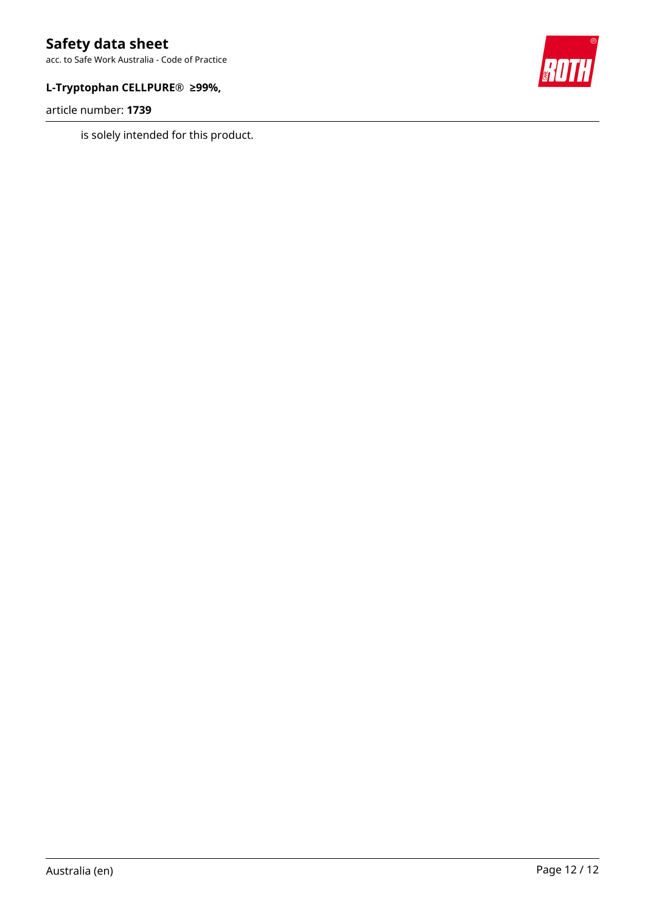is solely intended for this product.